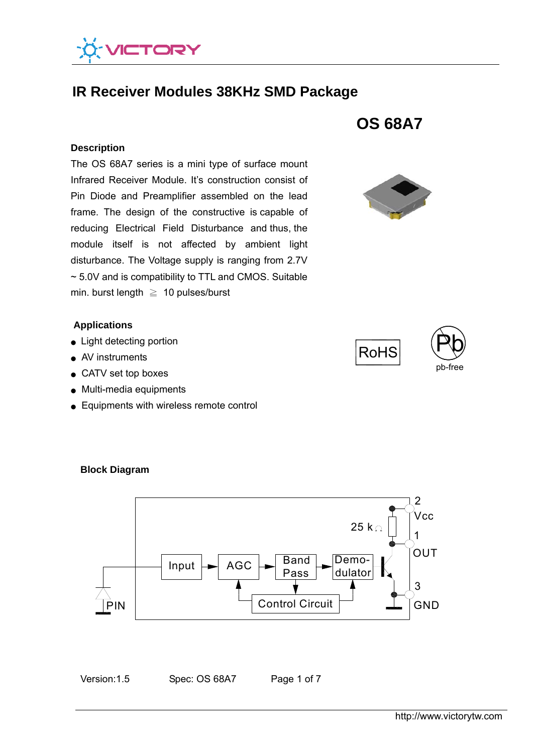# IR Receiver Modules 38KHz SMD Package

## OS 68A7

### Description

The OS 68A7 series is a mini type of surface mount Infrared Receiver Module. It's construction consist of Pin Diode and Preamplifier assembled on the lead frame. The design of the constructive is capable of reducing Electrical Field Disturbance and thus, the module itself is not affected by ambient light disturbance. The Voltage supply is ranging from 2.7V ~ 5.0V and is compatibility to TTL and CMOS. Suitable min. burst length ≧ 10 pulses/burst

### Applications

- Light detecting portion
- AV instruments
- CATV set top boxes
- Multi-media equipments
- Equipments with wireless remote control

RoHS

pb-free

### Block Diagram

PIN → Input → AGC → Band Pass → Demodulator

Control Circuit

25 kΩ

2 Vcc

1 OUT

3 GND

Version:1.5 Spec: OS 68A7

http://www.victorytw.com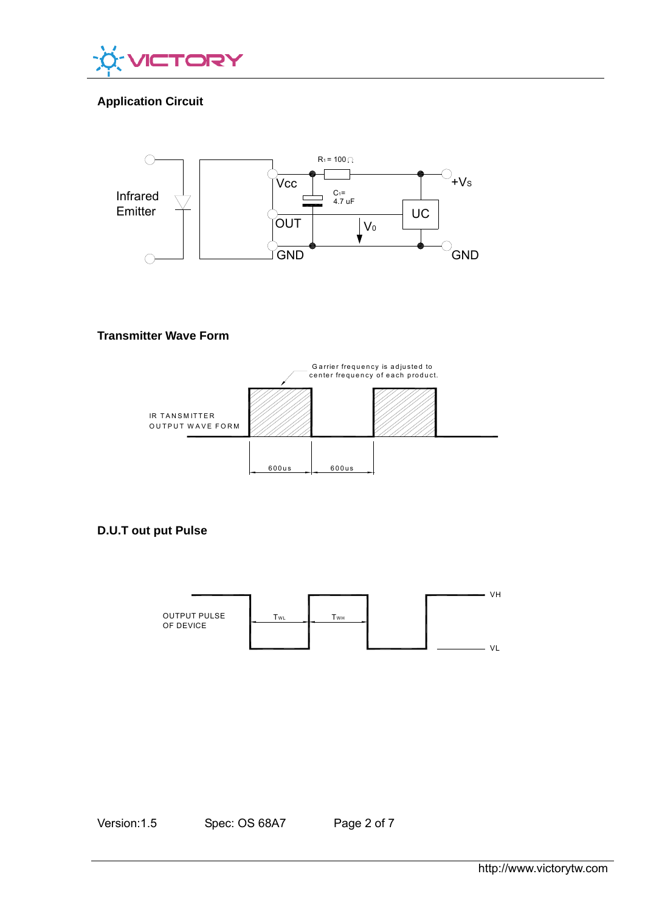## Application Circuit

Infrared Emitter

$R_1$ = 100Ω

Vcc

$C_1$= 4.7 uF

+$V_S$

OUT

UC

$V_0$

GND

GND

## Transmitter Wave Form

Garrier frequency is adjusted to center frequency of each product.

IR TANSMITTER OUTPUT WAVE FORM

600us 600us

## D.U.T out put Pulse

OUTPUT PULSE OF DEVICE

$T_{WL}$ $T_{WH}$

VH

VL

Version:1.5 Spec: OS 68A7

http://www.victorytw.com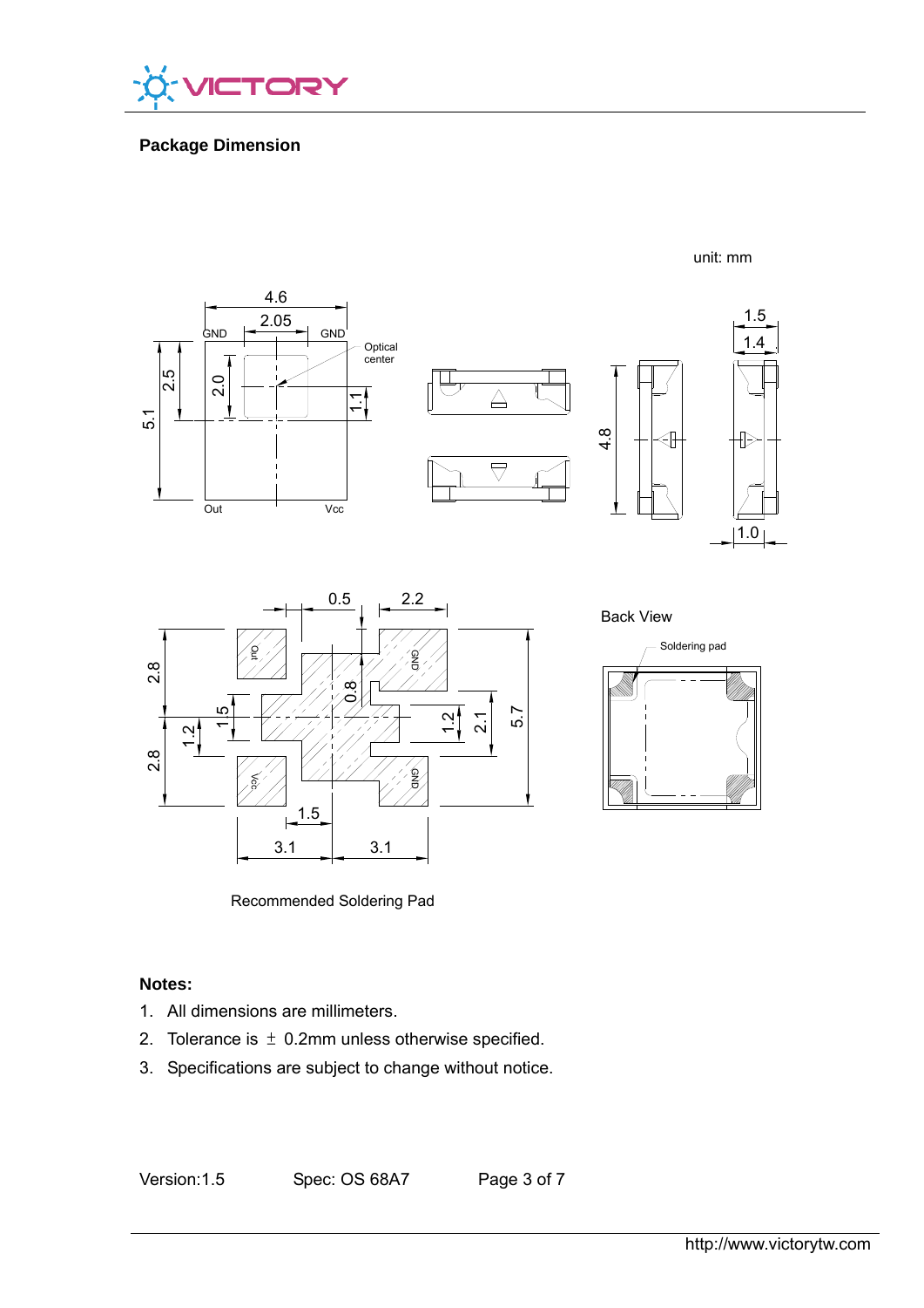## Package Dimension

unit: mm

Recommended Soldering Pad

Back View

Soldering pad

**Notes:**

1. All dimensions are millimeters.
2. Tolerance is ± 0.2mm unless otherwise specified.
3. Specifications are subject to change without notice.

Version:1.5 Spec: OS 68A7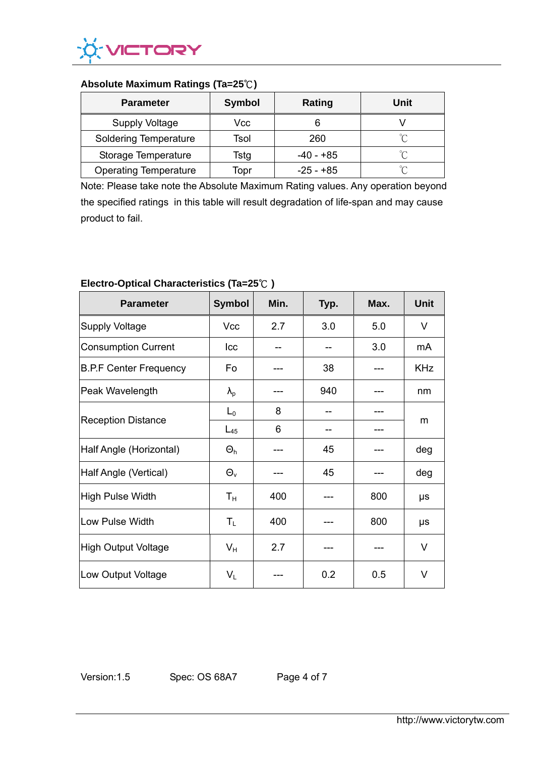### Absolute Maximum Ratings (Ta=25℃)

| Parameter | Symbol | Rating | Unit |
|---|---|---|---|
| Supply Voltage | Vcc | 6 | V |
| Soldering Temperature | Tsol | 260 | ℃ |
| Storage Temperature | Tstg | -40 - +85 | ℃ |
| Operating Temperature | Topr | -25 - +85 | ℃ |

Note: Please take note the Absolute Maximum Rating values. Any operation beyond the specified ratings in this table will result degradation of life-span and may cause product to fail.

### Electro-Optical Characteristics (Ta=25℃ )

| Parameter | Symbol | Min. | Typ. | Max. | Unit |
|---|---|---|---|---|---|
| Supply Voltage | Vcc | 2.7 | 3.0 | 5.0 | V |
| Consumption Current | Icc | -- | -- | 3.0 | mA |
| B.P.F Center Frequency | Fo | --- | 38 | --- | KHz |
| Peak Wavelength | $\lambda_p$ | --- | 940 | --- | nm |
| Reception Distance | $L_0$ | 8 | -- | --- | m |
| | $L_{45}$ | 6 | -- | --- | |
| Half Angle (Horizontal) | $\Theta_h$ | --- | 45 | --- | deg |
| Half Angle (Vertical) | $\Theta_v$ | --- | 45 | --- | deg |
| High Pulse Width | $T_H$ | 400 | --- | 800 | μs |
| Low Pulse Width | $T_L$ | 400 | --- | 800 | μs |
| High Output Voltage | $V_H$ | 2.7 | --- | --- | V |
| Low Output Voltage | $V_L$ | --- | 0.2 | 0.5 | V |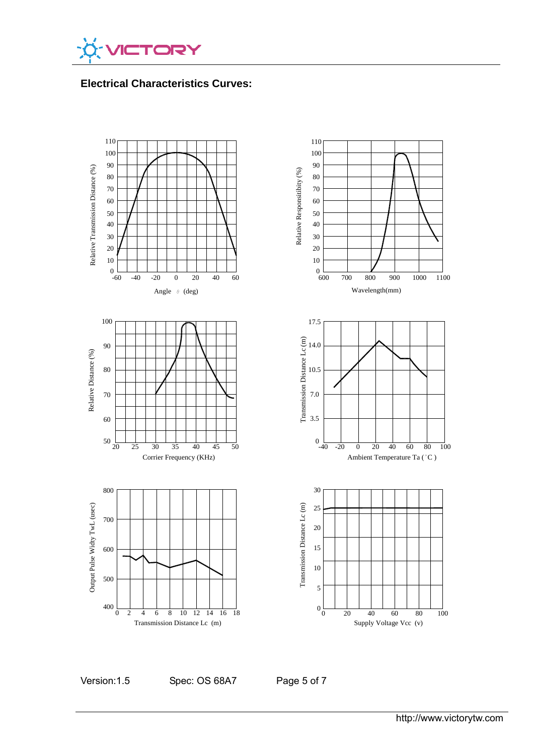## Electrical Characteristics Curves:

Relative Transmission Distance (%) vs. Angle θ (deg)

Relative Responsitibity (%) vs. Wavelength(mm)

Relative Distance (%) vs. Corrier Frequency (KHz)

Transmission Distance Lc (m) vs. Ambient Temperature Ta (˚C )

Output Pulse Widty TwL (usec) vs. Transmission Distance Lc (m)

Transmission Distance Lc (m) vs. Supply Voltage Vcc (v)

Version:1.5　　　Spec: OS 68A7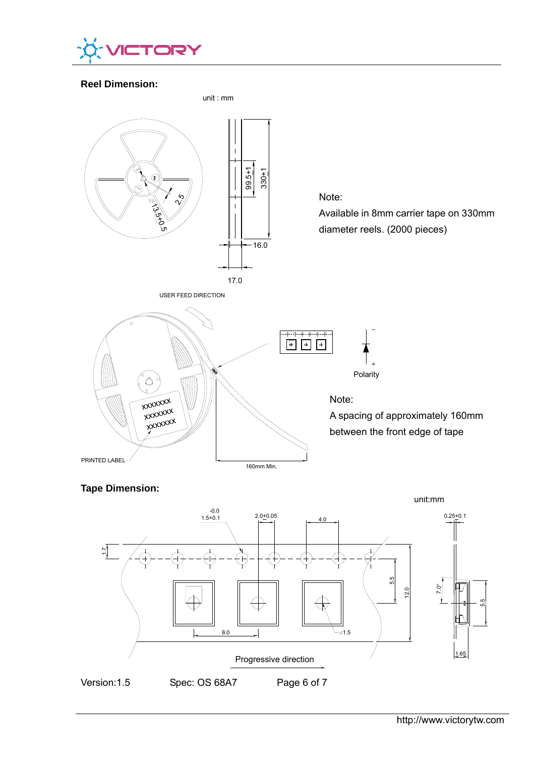## Reel Dimension:

unit : mm

Note:
Available in 8mm carrier tape on 330mm diameter reels. (2000 pieces)

USER FEED DIRECTION

PRINTED LABEL

160mm Min.

Polarity

Note:
A spacing of approximately 160mm between the front edge of tape

## Tape Dimension:

unit:mm

Progressive direction

Version:1.5    Spec: OS 68A7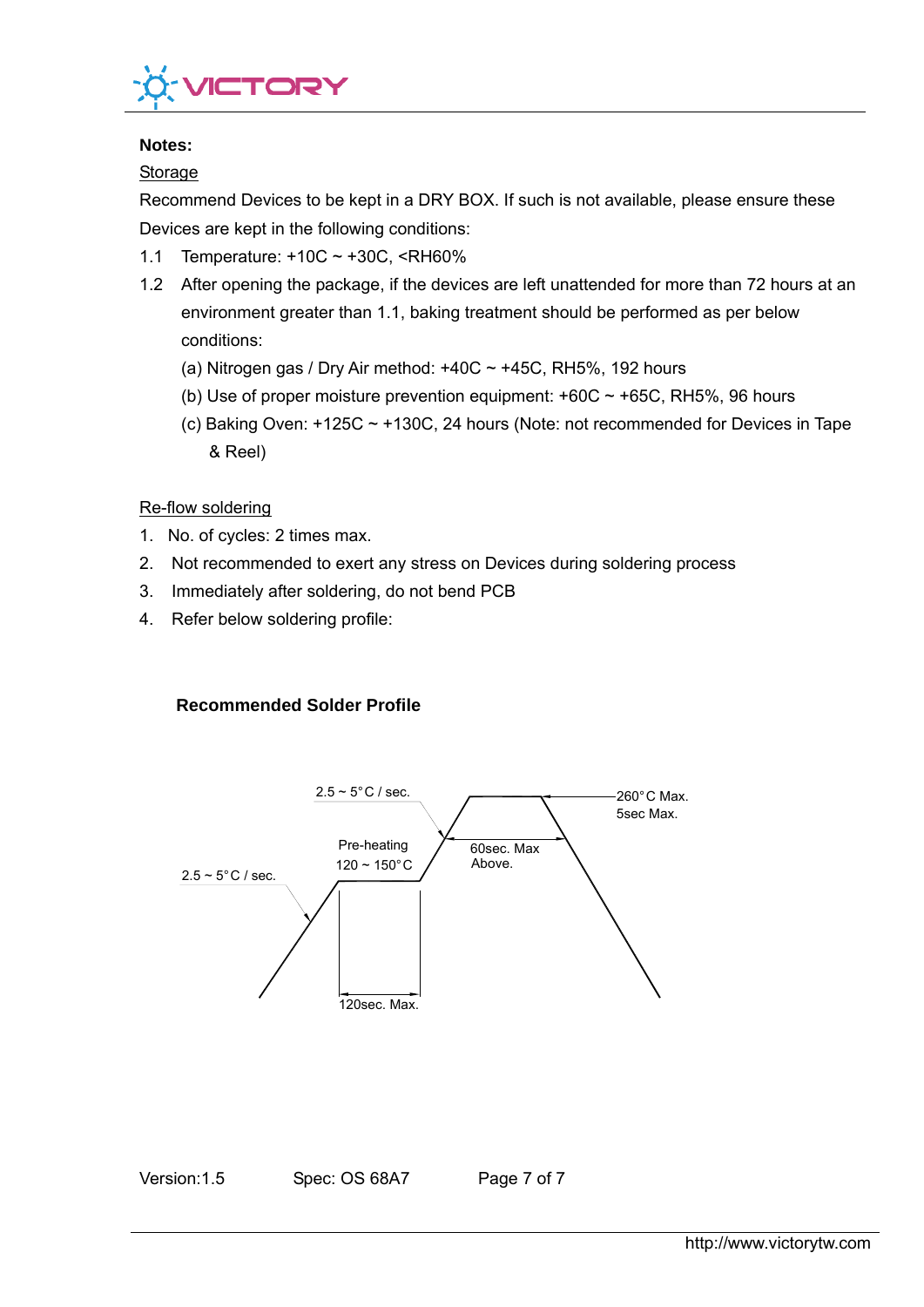**Notes:**

Storage

Recommend Devices to be kept in a DRY BOX. If such is not available, please ensure these Devices are kept in the following conditions:

1.1 Temperature: +10C ~ +30C, <RH60%

1.2 After opening the package, if the devices are left unattended for more than 72 hours at an environment greater than 1.1, baking treatment should be performed as per below conditions:

(a) Nitrogen gas / Dry Air method: +40C ~ +45C, RH5%, 192 hours

(b) Use of proper moisture prevention equipment: +60C ~ +65C, RH5%, 96 hours

(c) Baking Oven: +125C ~ +130C, 24 hours (Note: not recommended for Devices in Tape & Reel)

Re-flow soldering

1. No. of cycles: 2 times max.
2. Not recommended to exert any stress on Devices during soldering process
3. Immediately after soldering, do not bend PCB
4. Refer below soldering profile:

**Recommended Solder Profile**

2.5 ~ 5°C / sec.

2.5 ~ 5°C / sec.

Pre-heating
120 ~ 150°C

120sec. Max.

60sec. Max
Above.

260°C Max.
5sec Max.